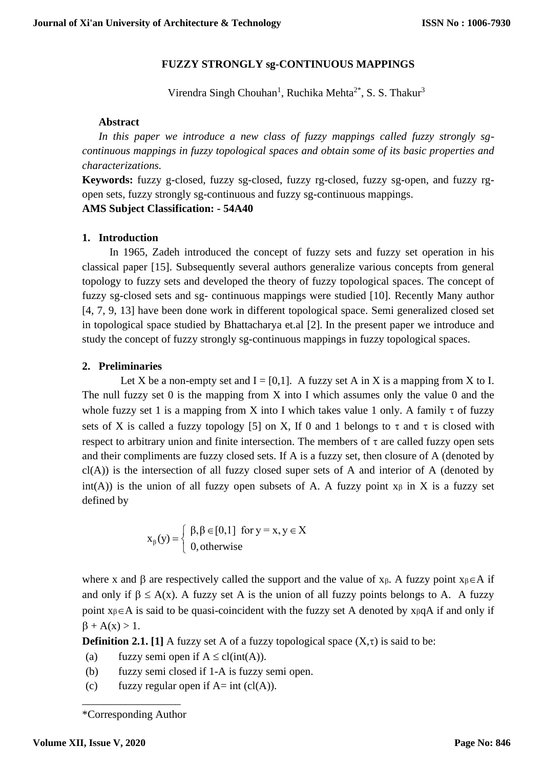# FUZZY STRONGLY sg-CONTINUOUS MAPPINGS

Virendra Singh Chouhan[1], Ruchika Mehta[2*], S. S. Thakur[3]

**Abstract**

*In this paper we introduce a new class of fuzzy mappings called fuzzy strongly sg-continuous mappings in fuzzy topological spaces and obtain some of its basic properties and characterizations.*

**Keywords:** fuzzy g-closed, fuzzy sg-closed, fuzzy rg-closed, fuzzy sg-open, and fuzzy rg-open sets, fuzzy strongly sg-continuous and fuzzy sg-continuous mappings.

**AMS Subject Classification: - 54A40**

## 1. Introduction

In 1965, Zadeh introduced the concept of fuzzy sets and fuzzy set operation in his classical paper [15]. Subsequently several authors generalize various concepts from general topology to fuzzy sets and developed the theory of fuzzy topological spaces. The concept of fuzzy sg-closed sets and sg- continuous mappings were studied [10]. Recently Many author [4, 7, 9, 13] have been done work in different topological space. Semi generalized closed set in topological space studied by Bhattacharya et.al [2]. In the present paper we introduce and study the concept of fuzzy strongly sg-continuous mappings in fuzzy topological spaces.

## 2. Preliminaries

Let X be a non-empty set and I = [0,1]. A fuzzy set A in X is a mapping from X to I. The null fuzzy set 0 is the mapping from X into I which assumes only the value 0 and the whole fuzzy set 1 is a mapping from X into I which takes value 1 only. A family $\tau$ of fuzzy sets of X is called a fuzzy topology [5] on X, If 0 and 1 belongs to $\tau$ and $\tau$ is closed with respect to arbitrary union and finite intersection. The members of $\tau$ are called fuzzy open sets and their compliments are fuzzy closed sets. If A is a fuzzy set, then closure of A (denoted by cl(A)) is the intersection of all fuzzy closed super sets of A and interior of A (denoted by int(A)) is the union of all fuzzy open subsets of A. A fuzzy point $x_\beta$ in X is a fuzzy set defined by

$$x_\beta(y) = \begin{cases} \beta, \beta \in [0,1] & \text{for } y = x, y \in X \\ 0, \text{otherwise} \end{cases}$$

where x and $\beta$ are respectively called the support and the value of $x_\beta$. A fuzzy point $x_\beta \in A$ if and only if $\beta \leq A(x)$. A fuzzy set A is the union of all fuzzy points belongs to A. A fuzzy point $x_\beta \in A$ is said to be quasi-coincident with the fuzzy set A denoted by $x_\beta qA$ if and only if $\beta + A(x) > 1$.

**Definition 2.1. [1]** A fuzzy set A of a fuzzy topological space $(X,\tau)$ is said to be:

(a) fuzzy semi open if $A \leq cl(int(A))$.

(b) fuzzy semi closed if 1-A is fuzzy semi open.

(c) fuzzy regular open if A= int (cl(A)).

---

*Corresponding Author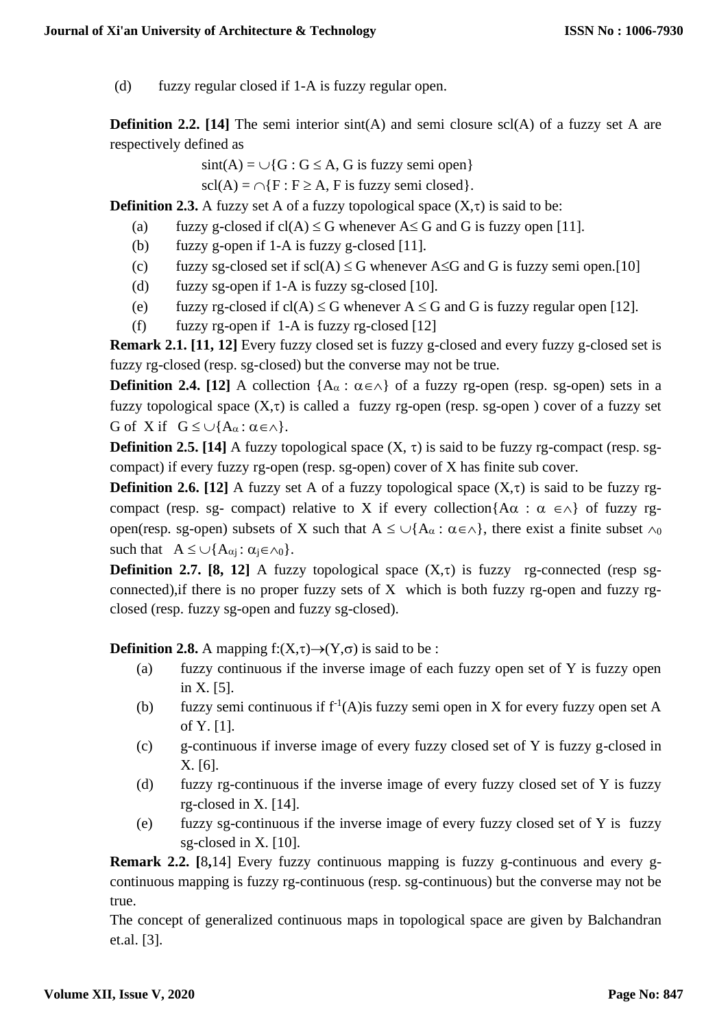(d) fuzzy regular closed if 1-A is fuzzy regular open.

**Definition 2.2. [14]** The semi interior sint(A) and semi closure scl(A) of a fuzzy set A are respectively defined as

$$\text{sint}(A) = \cup\{G : G \leq A, G \text{ is fuzzy semi open}\}$$

$$\text{scl}(A) = \cap\{F : F \geq A, F \text{ is fuzzy semi closed}\}.$$

**Definition 2.3.** A fuzzy set A of a fuzzy topological space $(X,\tau)$ is said to be:

(a) fuzzy g-closed if $cl(A) \leq G$ whenever $A \leq G$ and G is fuzzy open [11].

(b) fuzzy g-open if 1-A is fuzzy g-closed [11].

(c) fuzzy sg-closed set if $scl(A) \leq G$ whenever $A \leq G$ and G is fuzzy semi open.[10]

(d) fuzzy sg-open if 1-A is fuzzy sg-closed [10].

(e) fuzzy rg-closed if $cl(A) \leq G$ whenever $A \leq G$ and G is fuzzy regular open [12].

(f) fuzzy rg-open if 1-A is fuzzy rg-closed [12]

**Remark 2.1. [11, 12]** Every fuzzy closed set is fuzzy g-closed and every fuzzy g-closed set is fuzzy rg-closed (resp. sg-closed) but the converse may not be true.

**Definition 2.4. [12]** A collection $\{A_\alpha : \alpha \in \wedge\}$ of a fuzzy rg-open (resp. sg-open) sets in a fuzzy topological space $(X,\tau)$ is called a fuzzy rg-open (resp. sg-open ) cover of a fuzzy set G of X if $G \leq \cup\{A_\alpha : \alpha \in \wedge\}$.

**Definition 2.5. [14]** A fuzzy topological space $(X, \tau)$ is said to be fuzzy rg-compact (resp. sg-compact) if every fuzzy rg-open (resp. sg-open) cover of X has finite sub cover.

**Definition 2.6. [12]** A fuzzy set A of a fuzzy topological space $(X,\tau)$ is said to be fuzzy rg-compact (resp. sg- compact) relative to X if every collection$\{A\alpha : \alpha \in \wedge\}$ of fuzzy rg-open(resp. sg-open) subsets of X such that $A \leq \cup\{A_\alpha : \alpha \in \wedge\}$, there exist a finite subset $\wedge_0$ such that $A \leq \cup\{A_{\alpha j} : \alpha_j \in \wedge_0\}$.

**Definition 2.7. [8, 12]** A fuzzy topological space $(X,\tau)$ is fuzzy rg-connected (resp sg-connected),if there is no proper fuzzy sets of X which is both fuzzy rg-open and fuzzy rg-closed (resp. fuzzy sg-open and fuzzy sg-closed).

**Definition 2.8.** A mapping $f:(X,\tau)\rightarrow(Y,\sigma)$ is said to be :

(a) fuzzy continuous if the inverse image of each fuzzy open set of Y is fuzzy open in X. [5].

(b) fuzzy semi continuous if $f^{-1}(A)$is fuzzy semi open in X for every fuzzy open set A of Y. [1].

(c) g-continuous if inverse image of every fuzzy closed set of Y is fuzzy g-closed in X. [6].

(d) fuzzy rg-continuous if the inverse image of every fuzzy closed set of Y is fuzzy rg-closed in X. [14].

(e) fuzzy sg-continuous if the inverse image of every fuzzy closed set of Y is fuzzy sg-closed in X. [10].

**Remark 2.2. [**8**,**14] Every fuzzy continuous mapping is fuzzy g-continuous and every g-continuous mapping is fuzzy rg-continuous (resp. sg-continuous) but the converse may not be true.

The concept of generalized continuous maps in topological space are given by Balchandran et.al. [3].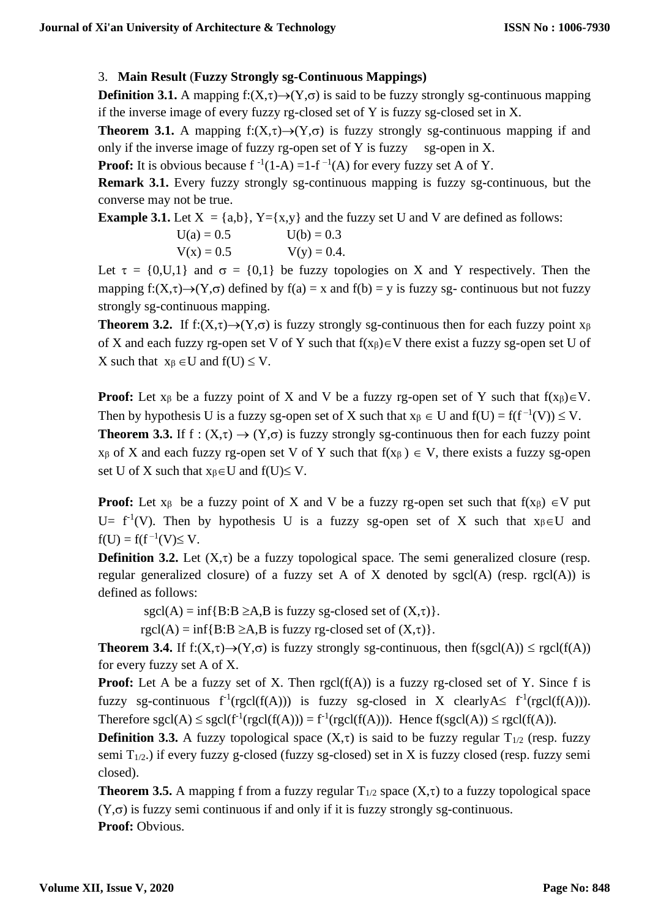## 3. Main Result (Fuzzy Strongly sg-Continuous Mappings)

**Definition 3.1.** A mapping $f:(X,\tau)\rightarrow(Y,\sigma)$ is said to be fuzzy strongly sg-continuous mapping if the inverse image of every fuzzy rg-closed set of Y is fuzzy sg-closed set in X.

**Theorem 3.1.** A mapping $f:(X,\tau)\rightarrow(Y,\sigma)$ is fuzzy strongly sg-continuous mapping if and only if the inverse image of fuzzy rg-open set of Y is fuzzy sg-open in X.

**Proof:** It is obvious because $f^{-1}(1\text{-}A) = 1\text{-}f^{-1}(A)$ for every fuzzy set A of Y.

**Remark 3.1.** Every fuzzy strongly sg-continuous mapping is fuzzy sg-continuous, but the converse may not be true.

**Example 3.1.** Let $X = \{a,b\}$, $Y=\{x,y\}$ and the fuzzy set U and V are defined as follows:

$U(a) = 0.5 \qquad U(b) = 0.3$

$V(x) = 0.5 \qquad V(y) = 0.4.$

Let $\tau = \{0,U,1\}$ and $\sigma = \{0,1\}$ be fuzzy topologies on X and Y respectively. Then the mapping $f:(X,\tau)\rightarrow(Y,\sigma)$ defined by $f(a) = x$ and $f(b) = y$ is fuzzy sg- continuous but not fuzzy strongly sg-continuous mapping.

**Theorem 3.2.** If $f:(X,\tau)\rightarrow(Y,\sigma)$ is fuzzy strongly sg-continuous then for each fuzzy point $x_\beta$ of X and each fuzzy rg-open set V of Y such that $f(x_\beta)\in V$ there exist a fuzzy sg-open set U of X such that $x_\beta \in U$ and $f(U) \leq V$.

**Proof:** Let $x_\beta$ be a fuzzy point of X and V be a fuzzy rg-open set of Y such that $f(x_\beta)\in V$. Then by hypothesis U is a fuzzy sg-open set of X such that $x_\beta \in U$ and $f(U) = f(f^{-1}(V)) \leq V$.

**Theorem 3.3.** If $f : (X,\tau) \rightarrow (Y,\sigma)$ is fuzzy strongly sg-continuous then for each fuzzy point $x_\beta$ of X and each fuzzy rg-open set V of Y such that $f(x_\beta) \in V$, there exists a fuzzy sg-open set U of X such that $x_\beta\in U$ and $f(U)\leq V$.

**Proof:** Let $x_\beta$ be a fuzzy point of X and V be a fuzzy rg-open set such that $f(x_\beta) \in V$ put $U= f^{-1}(V)$. Then by hypothesis U is a fuzzy sg-open set of X such that $x_\beta\in U$ and $f(U) = f(f^{-1}(V)\leq V$.

**Definition 3.2.** Let $(X,\tau)$ be a fuzzy topological space. The semi generalized closure (resp. regular generalized closure) of a fuzzy set A of X denoted by sgcl(A) (resp. rgcl(A)) is defined as follows:

$\text{sgcl}(A) = \inf\{B:B \geq A, B \text{ is fuzzy sg-closed set of } (X,\tau)\}.$

$\text{rgcl}(A) = \inf\{B:B \geq A, B \text{ is fuzzy rg-closed set of } (X,\tau)\}.$

**Theorem 3.4.** If $f:(X,\tau)\rightarrow(Y,\sigma)$ is fuzzy strongly sg-continuous, then $f(\text{sgcl}(A)) \leq \text{rgcl}(f(A))$ for every fuzzy set A of X.

**Proof:** Let A be a fuzzy set of X. Then rgcl(f(A)) is a fuzzy rg-closed set of Y. Since f is fuzzy sg-continuous $f^{-1}(\text{rgcl}(f(A)))$ is fuzzy sg-closed in X clearly$A\leq f^{-1}(\text{rgcl}(f(A)))$. Therefore $\text{sgcl}(A) \leq \text{sgcl}(f^{-1}(\text{rgcl}(f(A))) = f^{-1}(\text{rgcl}(f(A)))$. Hence $f(\text{sgcl}(A)) \leq \text{rgcl}(f(A))$.

**Definition 3.3.** A fuzzy topological space $(X,\tau)$ is said to be fuzzy regular $T_{1/2}$ (resp. fuzzy semi $T_{1/2}$.) if every fuzzy g-closed (fuzzy sg-closed) set in X is fuzzy closed (resp. fuzzy semi closed).

**Theorem 3.5.** A mapping f from a fuzzy regular $T_{1/2}$ space $(X,\tau)$ to a fuzzy topological space $(Y,\sigma)$ is fuzzy semi continuous if and only if it is fuzzy strongly sg-continuous.

**Proof:** Obvious.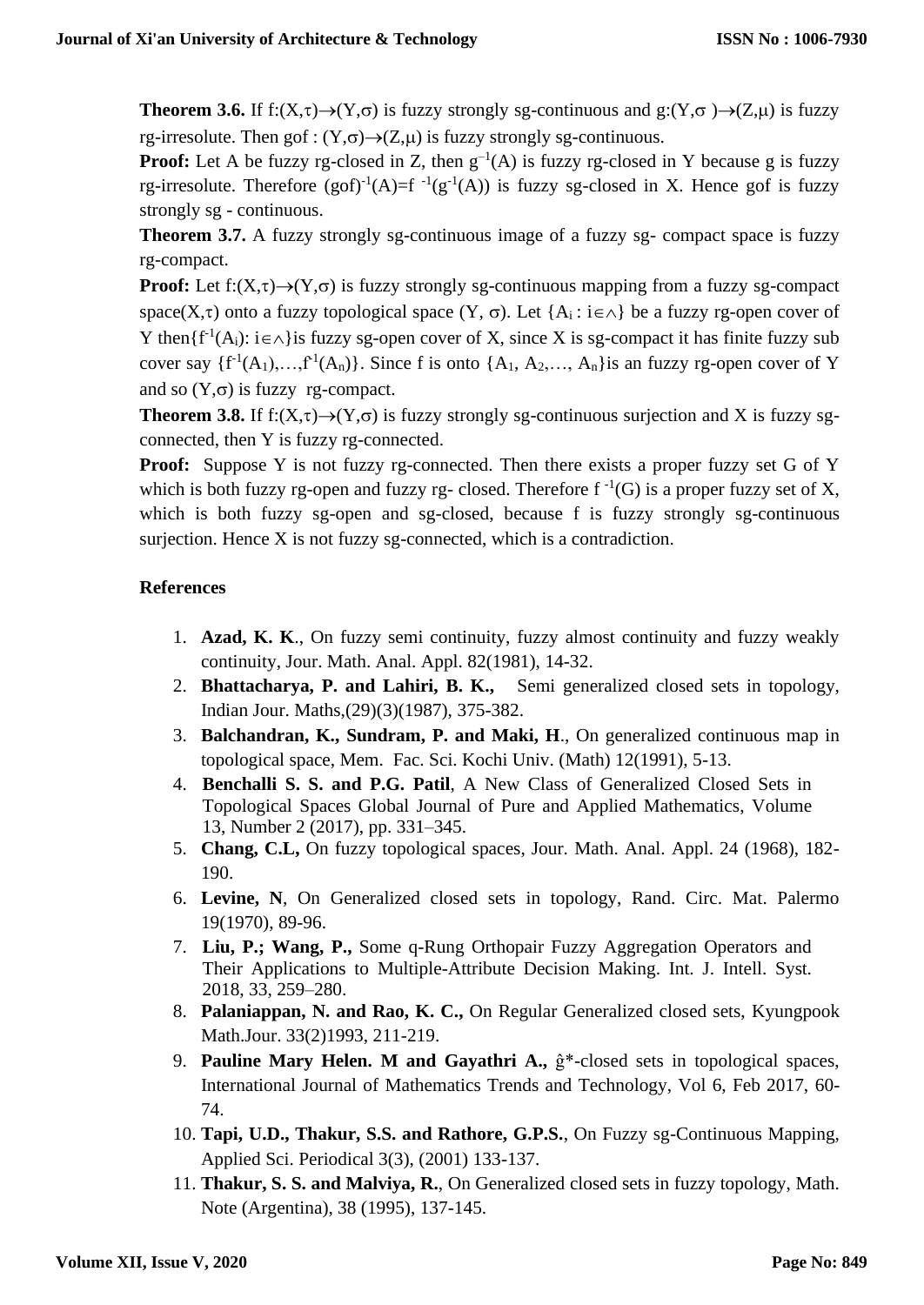**Theorem 3.6.** If $f:(X,\tau)\rightarrow(Y,\sigma)$ is fuzzy strongly sg-continuous and $g:(Y,\sigma)\rightarrow(Z,\mu)$ is fuzzy rg-irresolute. Then $gof : (Y,\sigma)\rightarrow(Z,\mu)$ is fuzzy strongly sg-continuous.

**Proof:** Let A be fuzzy rg-closed in Z, then $g^{-1}(A)$ is fuzzy rg-closed in Y because g is fuzzy rg-irresolute. Therefore $(gof)^{-1}(A)=f^{-1}(g^{-1}(A))$ is fuzzy sg-closed in X. Hence gof is fuzzy strongly sg - continuous.

**Theorem 3.7.** A fuzzy strongly sg-continuous image of a fuzzy sg- compact space is fuzzy rg-compact.

**Proof:** Let $f:(X,\tau)\rightarrow(Y,\sigma)$ is fuzzy strongly sg-continuous mapping from a fuzzy sg-compact space$(X,\tau)$ onto a fuzzy topological space $(Y, \sigma)$. Let $\{A_i : i\in\wedge\}$ be a fuzzy rg-open cover of Y then$\{f^{-1}(A_i): i\in\wedge\}$is fuzzy sg-open cover of X, since X is sg-compact it has finite fuzzy sub cover say $\{f^{-1}(A_1),\ldots,f^{-1}(A_n)\}$. Since f is onto $\{A_1, A_2,\ldots, A_n\}$is an fuzzy rg-open cover of Y and so $(Y,\sigma)$ is fuzzy rg-compact.

**Theorem 3.8.** If $f:(X,\tau)\rightarrow(Y,\sigma)$ is fuzzy strongly sg-continuous surjection and X is fuzzy sg-connected, then Y is fuzzy rg-connected.

**Proof:** Suppose Y is not fuzzy rg-connected. Then there exists a proper fuzzy set G of Y which is both fuzzy rg-open and fuzzy rg- closed. Therefore $f^{-1}(G)$ is a proper fuzzy set of X, which is both fuzzy sg-open and sg-closed, because f is fuzzy strongly sg-continuous surjection. Hence X is not fuzzy sg-connected, which is a contradiction.

## References

1. **Azad, K. K**., On fuzzy semi continuity, fuzzy almost continuity and fuzzy weakly continuity, Jour. Math. Anal. Appl. 82(1981), 14-32.
2. **Bhattacharya, P. and Lahiri, B. K.,** Semi generalized closed sets in topology, Indian Jour. Maths,(29)(3)(1987), 375-382.
3. **Balchandran, K., Sundram, P. and Maki, H**., On generalized continuous map in topological space, Mem. Fac. Sci. Kochi Univ. (Math) 12(1991), 5-13.
4. **Benchalli S. S. and P.G. Patil**, A New Class of Generalized Closed Sets in Topological Spaces Global Journal of Pure and Applied Mathematics, Volume 13, Number 2 (2017), pp. 331–345.
5. **Chang, C.L,** On fuzzy topological spaces, Jour. Math. Anal. Appl. 24 (1968), 182-190.
6. **Levine, N**, On Generalized closed sets in topology, Rand. Circ. Mat. Palermo 19(1970), 89-96.
7. **Liu, P.; Wang, P.,** Some q-Rung Orthopair Fuzzy Aggregation Operators and Their Applications to Multiple-Attribute Decision Making. Int. J. Intell. Syst. 2018, 33, 259–280.
8. **Palaniappan, N. and Rao, K. C.,** On Regular Generalized closed sets, Kyungpook Math.Jour. 33(2)1993, 211-219.
9. **Pauline Mary Helen. M and Gayathri A.,** ĝ*-closed sets in topological spaces, International Journal of Mathematics Trends and Technology, Vol 6, Feb 2017, 60-74.
10. **Tapi, U.D., Thakur, S.S. and Rathore, G.P.S.**, On Fuzzy sg-Continuous Mapping, Applied Sci. Periodical 3(3), (2001) 133-137.
11. **Thakur, S. S. and Malviya, R.**, On Generalized closed sets in fuzzy topology, Math. Note (Argentina), 38 (1995), 137-145.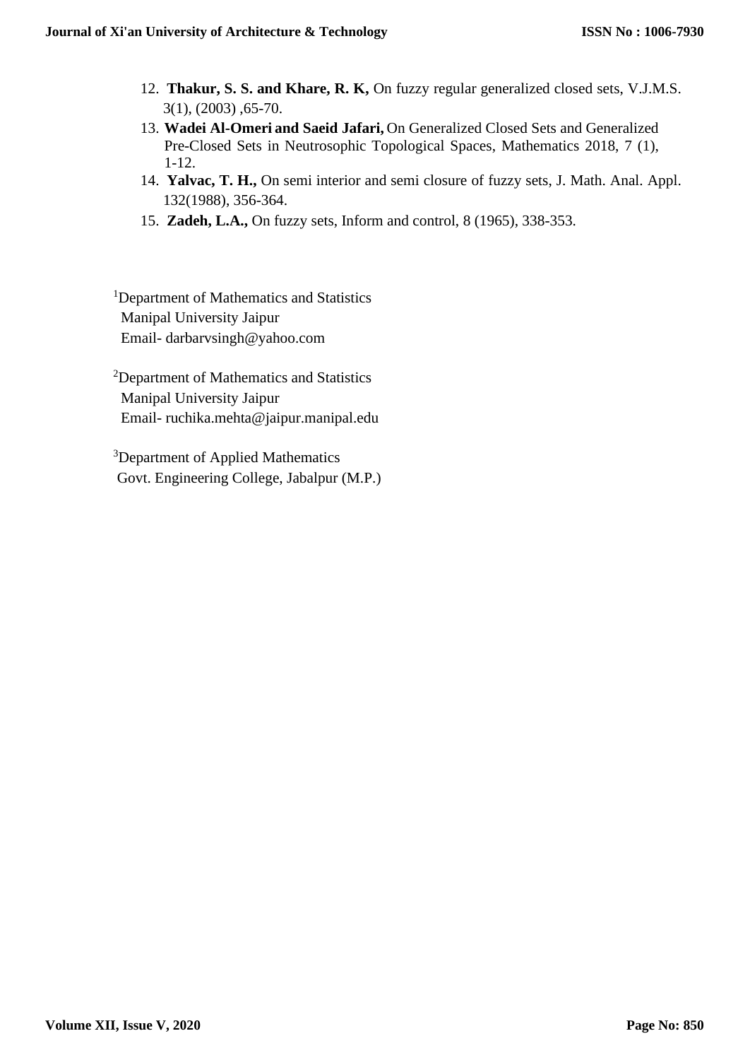12. **Thakur, S. S. and Khare, R. K,** On fuzzy regular generalized closed sets, V.J.M.S. 3(1), (2003) ,65-70.
13. **Wadei Al-Omeri and Saeid Jafari,** On Generalized Closed Sets and Generalized Pre-Closed Sets in Neutrosophic Topological Spaces, Mathematics 2018, 7 (1), 1-12.
14. **Yalvac, T. H.,** On semi interior and semi closure of fuzzy sets, J. Math. Anal. Appl. 132(1988), 356-364.
15. **Zadeh, L.A.,** On fuzzy sets, Inform and control, 8 (1965), 338-353.

[1]Department of Mathematics and Statistics
Manipal University Jaipur
Email- darbarvsingh@yahoo.com

[2]Department of Mathematics and Statistics
Manipal University Jaipur
Email- ruchika.mehta@jaipur.manipal.edu

[3]Department of Applied Mathematics
Govt. Engineering College, Jabalpur (M.P.)